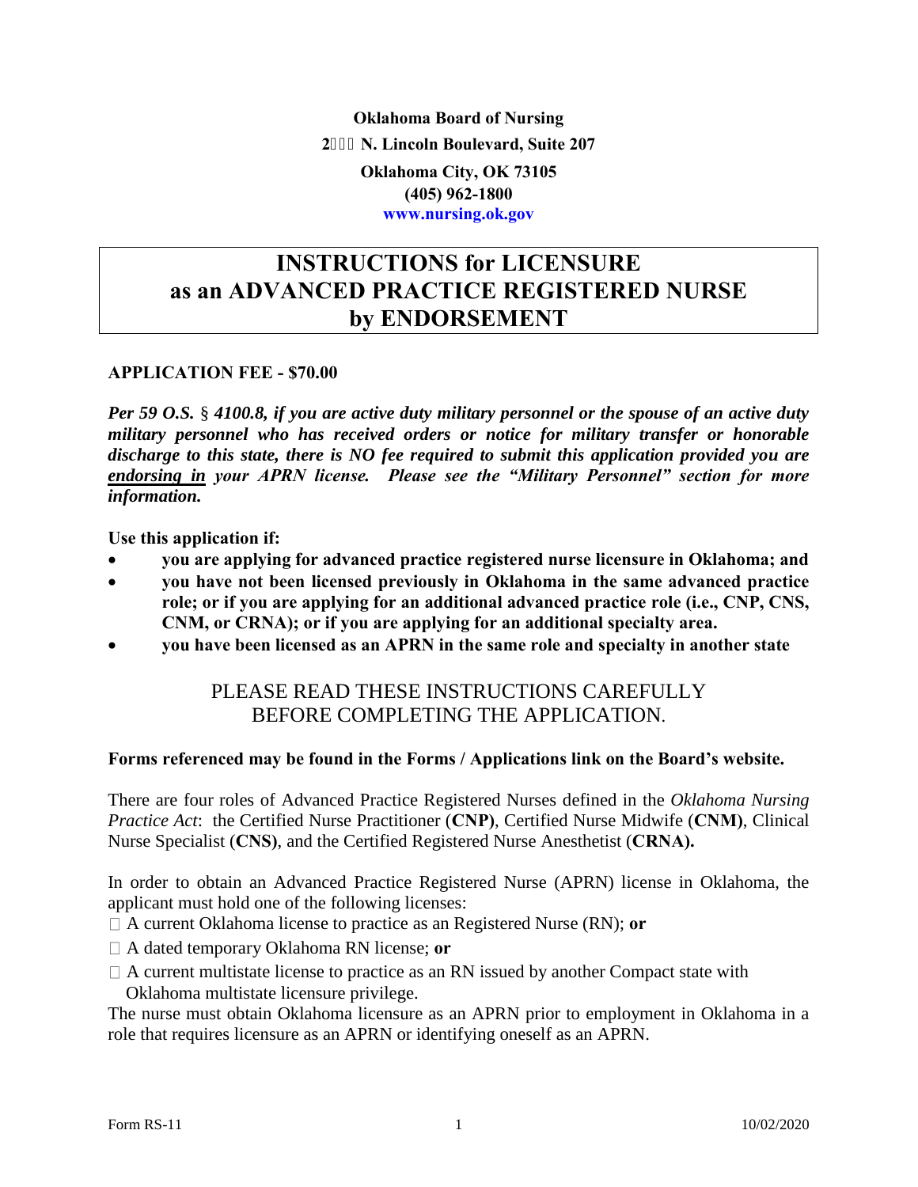**Oklahoma Board of Nursing**
**2 N. Lincoln Boulevard, Suite 207**
**Oklahoma City, OK 73105**
**(405) 962-1800**
**www.nursing.ok.gov**

# INSTRUCTIONS for LICENSURE as an ADVANCED PRACTICE REGISTERED NURSE by ENDORSEMENT

**APPLICATION FEE - $70.00**

***Per 59 O.S. § 4100.8, if you are active duty military personnel or the spouse of an active duty military personnel who has received orders or notice for military transfer or honorable discharge to this state, there is NO fee required to submit this application provided you are endorsing in your APRN license. Please see the "Military Personnel" section for more information.***

**Use this application if:**

- **you are applying for advanced practice registered nurse licensure in Oklahoma; and**
- **you have not been licensed previously in Oklahoma in the same advanced practice role; or if you are applying for an additional advanced practice role (i.e., CNP, CNS, CNM, or CRNA); or if you are applying for an additional specialty area.**
- **you have been licensed as an APRN in the same role and specialty in another state**

PLEASE READ THESE INSTRUCTIONS CAREFULLY BEFORE COMPLETING THE APPLICATION.

**Forms referenced may be found in the Forms / Applications link on the Board's website.**

There are four roles of Advanced Practice Registered Nurses defined in the *Oklahoma Nursing Practice Act*: the Certified Nurse Practitioner (**CNP**), Certified Nurse Midwife (**CNM**), Clinical Nurse Specialist (**CNS**), and the Certified Registered Nurse Anesthetist (**CRNA).**

In order to obtain an Advanced Practice Registered Nurse (APRN) license in Oklahoma, the applicant must hold one of the following licenses:

- A current Oklahoma license to practice as an Registered Nurse (RN); **or**
- A dated temporary Oklahoma RN license; **or**
- A current multistate license to practice as an RN issued by another Compact state with Oklahoma multistate licensure privilege.

The nurse must obtain Oklahoma licensure as an APRN prior to employment in Oklahoma in a role that requires licensure as an APRN or identifying oneself as an APRN.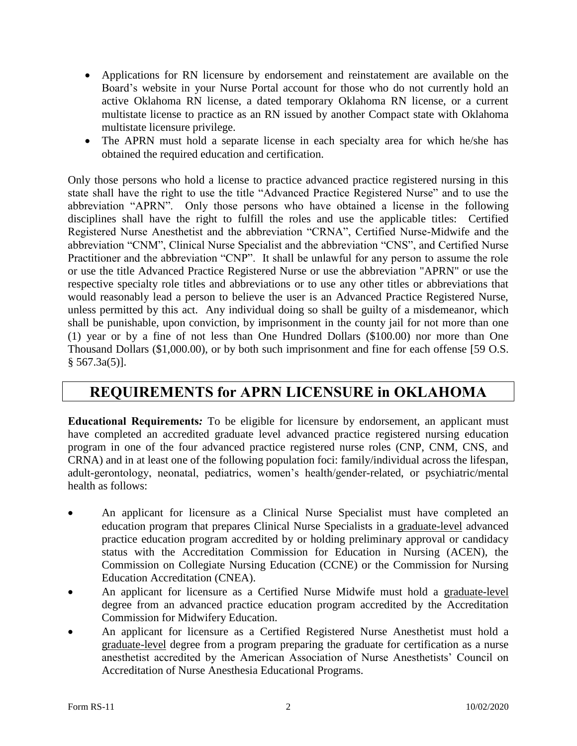- Applications for RN licensure by endorsement and reinstatement are available on the Board's website in your Nurse Portal account for those who do not currently hold an active Oklahoma RN license, a dated temporary Oklahoma RN license, or a current multistate license to practice as an RN issued by another Compact state with Oklahoma multistate licensure privilege.
- The APRN must hold a separate license in each specialty area for which he/she has obtained the required education and certification.

Only those persons who hold a license to practice advanced practice registered nursing in this state shall have the right to use the title "Advanced Practice Registered Nurse" and to use the abbreviation "APRN". Only those persons who have obtained a license in the following disciplines shall have the right to fulfill the roles and use the applicable titles: Certified Registered Nurse Anesthetist and the abbreviation "CRNA", Certified Nurse-Midwife and the abbreviation "CNM", Clinical Nurse Specialist and the abbreviation "CNS", and Certified Nurse Practitioner and the abbreviation "CNP". It shall be unlawful for any person to assume the role or use the title Advanced Practice Registered Nurse or use the abbreviation "APRN" or use the respective specialty role titles and abbreviations or to use any other titles or abbreviations that would reasonably lead a person to believe the user is an Advanced Practice Registered Nurse, unless permitted by this act. Any individual doing so shall be guilty of a misdemeanor, which shall be punishable, upon conviction, by imprisonment in the county jail for not more than one (1) year or by a fine of not less than One Hundred Dollars ($100.00) nor more than One Thousand Dollars ($1,000.00), or by both such imprisonment and fine for each offense [59 O.S. § 567.3a(5)].

## REQUIREMENTS for APRN LICENSURE in OKLAHOMA

**Educational Requirements*:*** To be eligible for licensure by endorsement, an applicant must have completed an accredited graduate level advanced practice registered nursing education program in one of the four advanced practice registered nurse roles (CNP, CNM, CNS, and CRNA) and in at least one of the following population foci: family/individual across the lifespan, adult-gerontology, neonatal, pediatrics, women's health/gender-related, or psychiatric/mental health as follows:

- An applicant for licensure as a Clinical Nurse Specialist must have completed an education program that prepares Clinical Nurse Specialists in a graduate-level advanced practice education program accredited by or holding preliminary approval or candidacy status with the Accreditation Commission for Education in Nursing (ACEN), the Commission on Collegiate Nursing Education (CCNE) or the Commission for Nursing Education Accreditation (CNEA).
- An applicant for licensure as a Certified Nurse Midwife must hold a graduate-level degree from an advanced practice education program accredited by the Accreditation Commission for Midwifery Education.
- An applicant for licensure as a Certified Registered Nurse Anesthetist must hold a graduate-level degree from a program preparing the graduate for certification as a nurse anesthetist accredited by the American Association of Nurse Anesthetists' Council on Accreditation of Nurse Anesthesia Educational Programs.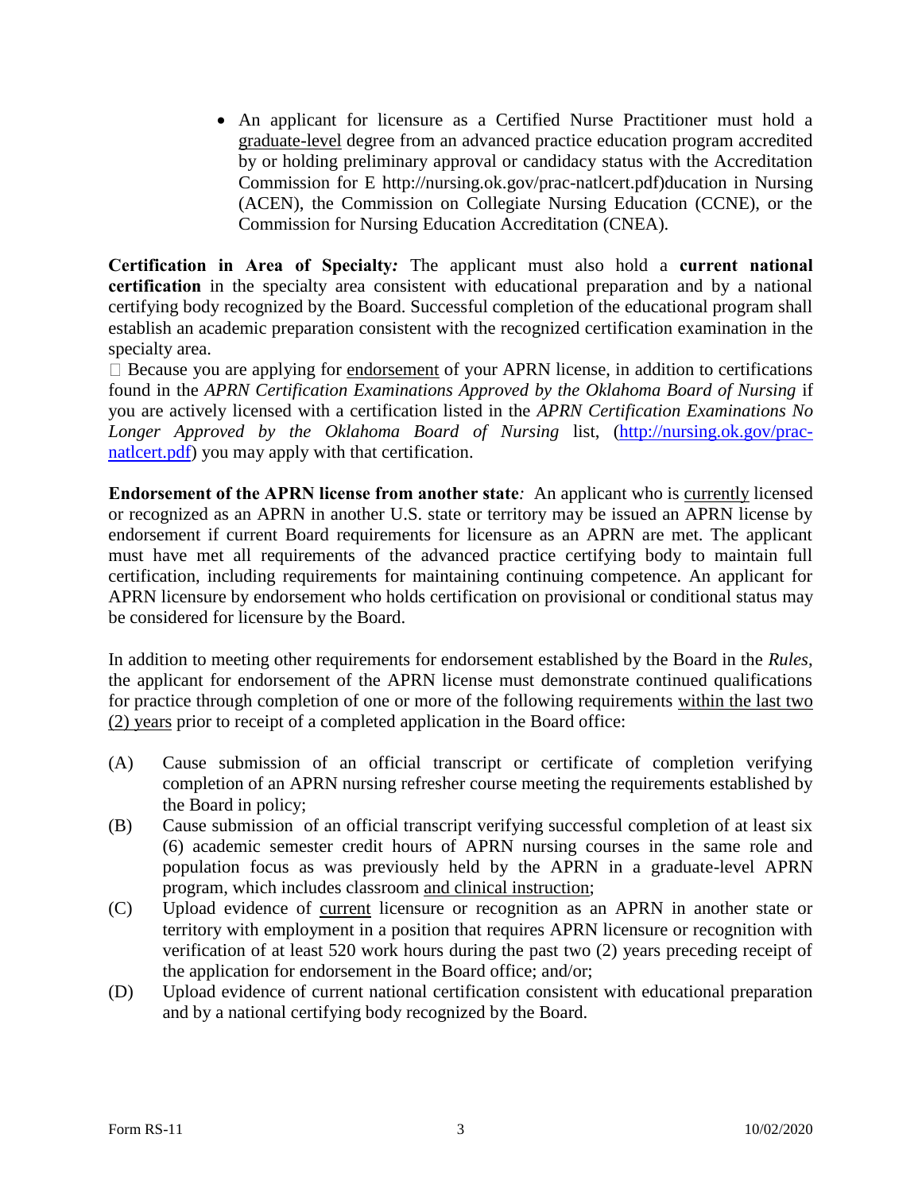- An applicant for licensure as a Certified Nurse Practitioner must hold a graduate-level degree from an advanced practice education program accredited by or holding preliminary approval or candidacy status with the Accreditation Commission for E http://nursing.ok.gov/prac-natlcert.pdf)ducation in Nursing (ACEN), the Commission on Collegiate Nursing Education (CCNE), or the Commission for Nursing Education Accreditation (CNEA).

**Certification in Area of Specialty*:*** The applicant must also hold a **current national certification** in the specialty area consistent with educational preparation and by a national certifying body recognized by the Board. Successful completion of the educational program shall establish an academic preparation consistent with the recognized certification examination in the specialty area.

☐ Because you are applying for endorsement of your APRN license, in addition to certifications found in the *APRN Certification Examinations Approved by the Oklahoma Board of Nursing* if you are actively licensed with a certification listed in the *APRN Certification Examinations No Longer Approved by the Oklahoma Board of Nursing* list, (http://nursing.ok.gov/prac-natlcert.pdf) you may apply with that certification.

**Endorsement of the APRN license from another state***:* An applicant who is currently licensed or recognized as an APRN in another U.S. state or territory may be issued an APRN license by endorsement if current Board requirements for licensure as an APRN are met. The applicant must have met all requirements of the advanced practice certifying body to maintain full certification, including requirements for maintaining continuing competence. An applicant for APRN licensure by endorsement who holds certification on provisional or conditional status may be considered for licensure by the Board.

In addition to meeting other requirements for endorsement established by the Board in the *Rules*, the applicant for endorsement of the APRN license must demonstrate continued qualifications for practice through completion of one or more of the following requirements within the last two (2) years prior to receipt of a completed application in the Board office:

(A) Cause submission of an official transcript or certificate of completion verifying completion of an APRN nursing refresher course meeting the requirements established by the Board in policy;

(B) Cause submission of an official transcript verifying successful completion of at least six (6) academic semester credit hours of APRN nursing courses in the same role and population focus as was previously held by the APRN in a graduate-level APRN program, which includes classroom and clinical instruction;

(C) Upload evidence of current licensure or recognition as an APRN in another state or territory with employment in a position that requires APRN licensure or recognition with verification of at least 520 work hours during the past two (2) years preceding receipt of the application for endorsement in the Board office; and/or;

(D) Upload evidence of current national certification consistent with educational preparation and by a national certifying body recognized by the Board.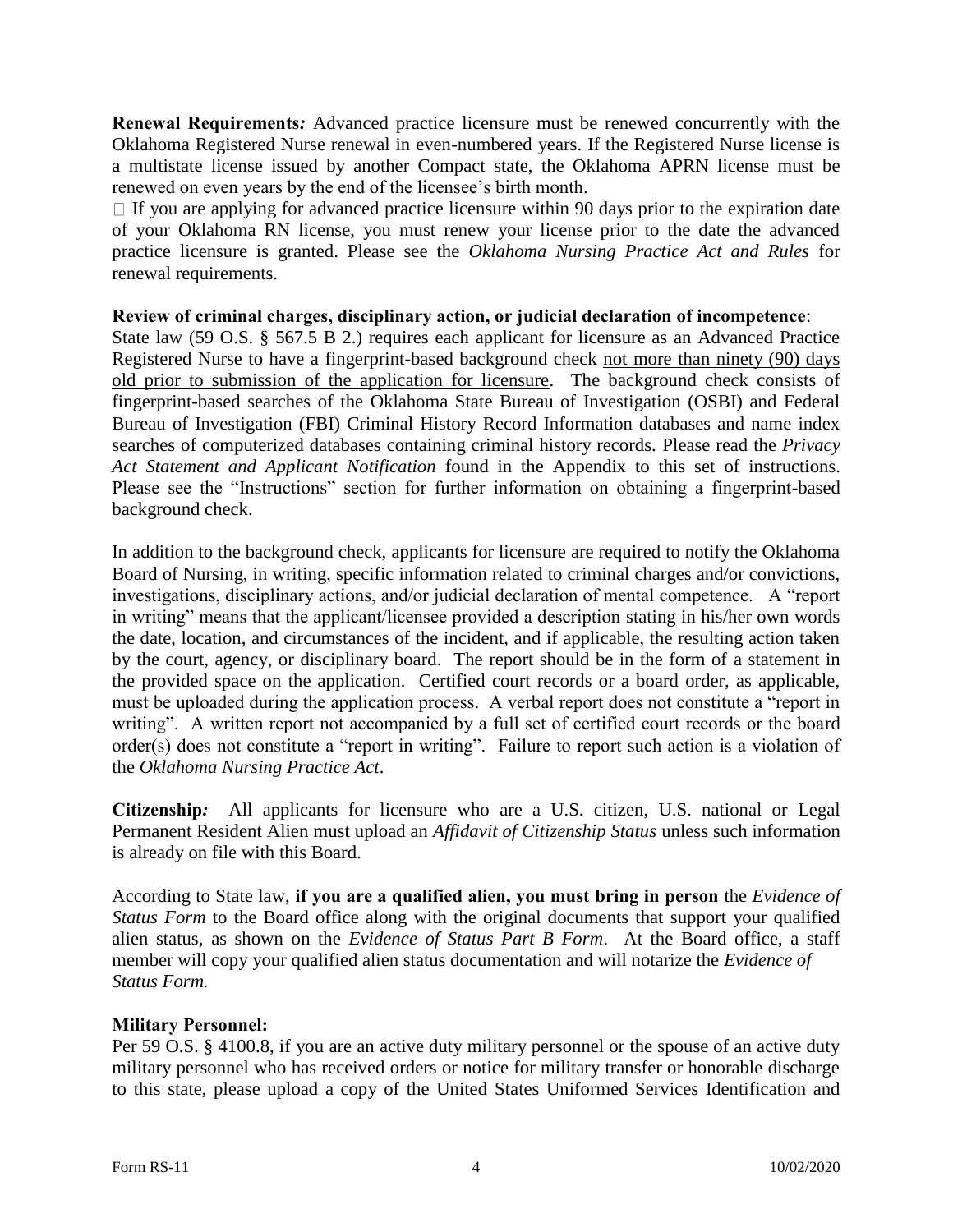**Renewal Requirements*:*** Advanced practice licensure must be renewed concurrently with the Oklahoma Registered Nurse renewal in even-numbered years. If the Registered Nurse license is a multistate license issued by another Compact state, the Oklahoma APRN license must be renewed on even years by the end of the licensee's birth month.

- If you are applying for advanced practice licensure within 90 days prior to the expiration date of your Oklahoma RN license, you must renew your license prior to the date the advanced practice licensure is granted. Please see the *Oklahoma Nursing Practice Act and Rules* for renewal requirements.

**Review of criminal charges, disciplinary action, or judicial declaration of incompetence**:

State law (59 O.S. § 567.5 B 2.) requires each applicant for licensure as an Advanced Practice Registered Nurse to have a fingerprint-based background check not more than ninety (90) days old prior to submission of the application for licensure. The background check consists of fingerprint-based searches of the Oklahoma State Bureau of Investigation (OSBI) and Federal Bureau of Investigation (FBI) Criminal History Record Information databases and name index searches of computerized databases containing criminal history records. Please read the *Privacy Act Statement and Applicant Notification* found in the Appendix to this set of instructions. Please see the "Instructions" section for further information on obtaining a fingerprint-based background check.

In addition to the background check, applicants for licensure are required to notify the Oklahoma Board of Nursing, in writing, specific information related to criminal charges and/or convictions, investigations, disciplinary actions, and/or judicial declaration of mental competence. A "report in writing" means that the applicant/licensee provided a description stating in his/her own words the date, location, and circumstances of the incident, and if applicable, the resulting action taken by the court, agency, or disciplinary board. The report should be in the form of a statement in the provided space on the application. Certified court records or a board order, as applicable, must be uploaded during the application process. A verbal report does not constitute a "report in writing". A written report not accompanied by a full set of certified court records or the board order(s) does not constitute a "report in writing". Failure to report such action is a violation of the *Oklahoma Nursing Practice Act*.

**Citizenship*:*** All applicants for licensure who are a U.S. citizen, U.S. national or Legal Permanent Resident Alien must upload an *Affidavit of Citizenship Status* unless such information is already on file with this Board.

According to State law, **if you are a qualified alien, you must bring in person** the *Evidence of Status Form* to the Board office along with the original documents that support your qualified alien status, as shown on the *Evidence of Status Part B Form*. At the Board office, a staff member will copy your qualified alien status documentation and will notarize the *Evidence of Status Form.*

**Military Personnel:**

Per 59 O.S. § 4100.8, if you are an active duty military personnel or the spouse of an active duty military personnel who has received orders or notice for military transfer or honorable discharge to this state, please upload a copy of the United States Uniformed Services Identification and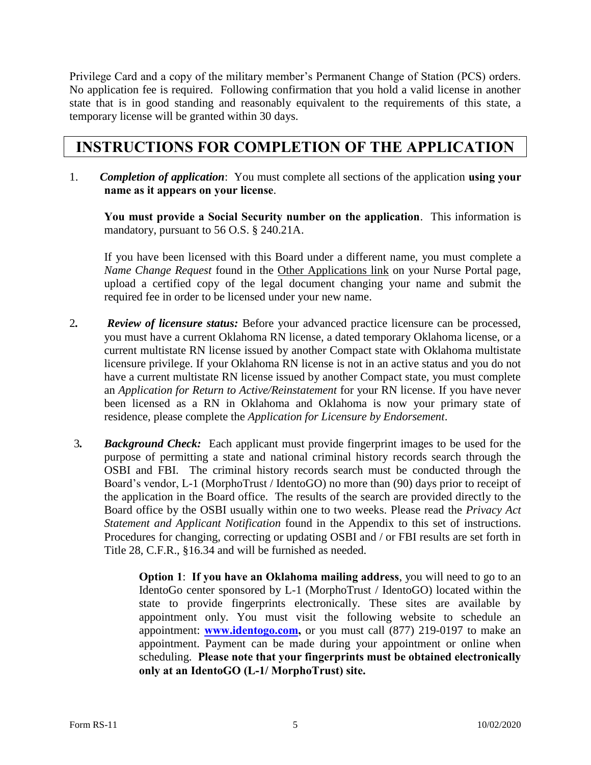Privilege Card and a copy of the military member's Permanent Change of Station (PCS) orders. No application fee is required. Following confirmation that you hold a valid license in another state that is in good standing and reasonably equivalent to the requirements of this state, a temporary license will be granted within 30 days.

## INSTRUCTIONS FOR COMPLETION OF THE APPLICATION

1. ***Completion of application***: You must complete all sections of the application **using your name as it appears on your license**.

   **You must provide a Social Security number on the application**. This information is mandatory, pursuant to 56 O.S. § 240.21A.

   If you have been licensed with this Board under a different name, you must complete a *Name Change Request* found in the Other Applications link on your Nurse Portal page, upload a certified copy of the legal document changing your name and submit the required fee in order to be licensed under your new name.

2. ***Review of licensure status:*** Before your advanced practice licensure can be processed, you must have a current Oklahoma RN license, a dated temporary Oklahoma license, or a current multistate RN license issued by another Compact state with Oklahoma multistate licensure privilege. If your Oklahoma RN license is not in an active status and you do not have a current multistate RN license issued by another Compact state, you must complete an *Application for Return to Active/Reinstatement* for your RN license. If you have never been licensed as a RN in Oklahoma and Oklahoma is now your primary state of residence, please complete the *Application for Licensure by Endorsement*.

3. ***Background Check:*** Each applicant must provide fingerprint images to be used for the purpose of permitting a state and national criminal history records search through the OSBI and FBI. The criminal history records search must be conducted through the Board's vendor, L-1 (MorphoTrust / IdentoGO) no more than (90) days prior to receipt of the application in the Board office. The results of the search are provided directly to the Board office by the OSBI usually within one to two weeks. Please read the *Privacy Act Statement and Applicant Notification* found in the Appendix to this set of instructions. Procedures for changing, correcting or updating OSBI and / or FBI results are set forth in Title 28, C.F.R., §16.34 and will be furnished as needed.

   **Option 1**: **If you have an Oklahoma mailing address**, you will need to go to an IdentoGo center sponsored by L-1 (MorphoTrust / IdentoGO) located within the state to provide fingerprints electronically. These sites are available by appointment only. You must visit the following website to schedule an appointment: **www.identogo.com,** or you must call (877) 219-0197 to make an appointment. Payment can be made during your appointment or online when scheduling. **Please note that your fingerprints must be obtained electronically only at an IdentoGO (L-1/ MorphoTrust) site.**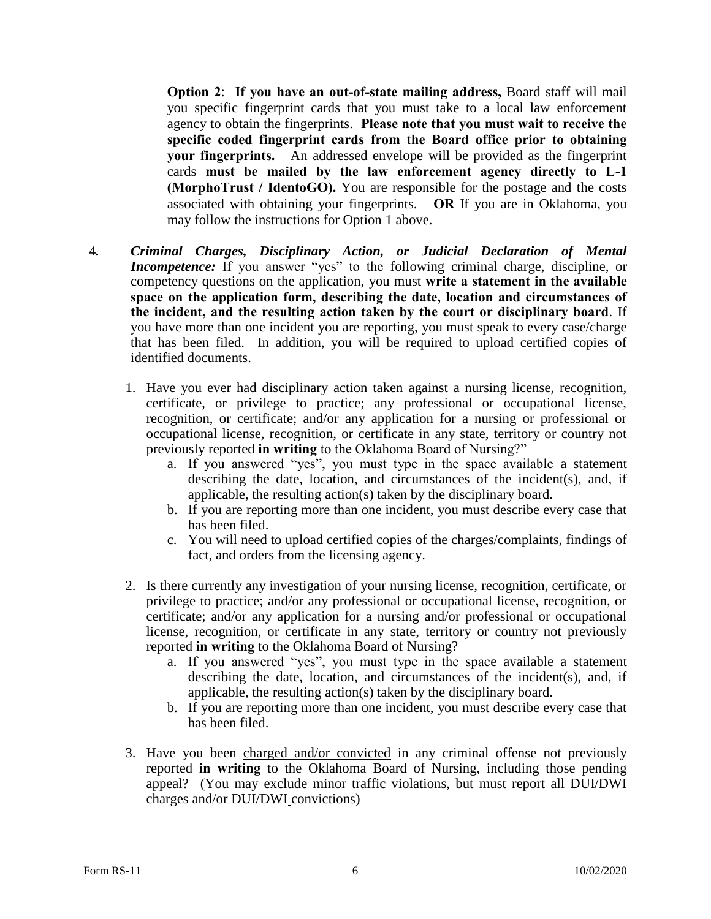**Option 2**: **If you have an out-of-state mailing address,** Board staff will mail you specific fingerprint cards that you must take to a local law enforcement agency to obtain the fingerprints. **Please note that you must wait to receive the specific coded fingerprint cards from the Board office prior to obtaining your fingerprints.** An addressed envelope will be provided as the fingerprint cards **must be mailed by the law enforcement agency directly to L-1 (MorphoTrust / IdentoGO).** You are responsible for the postage and the costs associated with obtaining your fingerprints. **OR** If you are in Oklahoma, you may follow the instructions for Option 1 above.

4. ***Criminal Charges, Disciplinary Action, or Judicial Declaration of Mental Incompetence:*** If you answer "yes" to the following criminal charge, discipline, or competency questions on the application, you must **write a statement in the available space on the application form, describing the date, location and circumstances of the incident, and the resulting action taken by the court or disciplinary board**. If you have more than one incident you are reporting, you must speak to every case/charge that has been filed. In addition, you will be required to upload certified copies of identified documents.

   1. Have you ever had disciplinary action taken against a nursing license, recognition, certificate, or privilege to practice; any professional or occupational license, recognition, or certificate; and/or any application for a nursing or professional or occupational license, recognition, or certificate in any state, territory or country not previously reported **in writing** to the Oklahoma Board of Nursing?"
      a. If you answered "yes", you must type in the space available a statement describing the date, location, and circumstances of the incident(s), and, if applicable, the resulting action(s) taken by the disciplinary board.
      b. If you are reporting more than one incident, you must describe every case that has been filed.
      c. You will need to upload certified copies of the charges/complaints, findings of fact, and orders from the licensing agency.

   2. Is there currently any investigation of your nursing license, recognition, certificate, or privilege to practice; and/or any professional or occupational license, recognition, or certificate; and/or any application for a nursing and/or professional or occupational license, recognition, or certificate in any state, territory or country not previously reported **in writing** to the Oklahoma Board of Nursing?
      a. If you answered "yes", you must type in the space available a statement describing the date, location, and circumstances of the incident(s), and, if applicable, the resulting action(s) taken by the disciplinary board.
      b. If you are reporting more than one incident, you must describe every case that has been filed.

   3. Have you been <u>charged and/or convicted</u> in any criminal offense not previously reported **in writing** to the Oklahoma Board of Nursing, including those pending appeal? (You may exclude minor traffic violations, but must report all DUI/DWI charges and/or DUI/DWI convictions)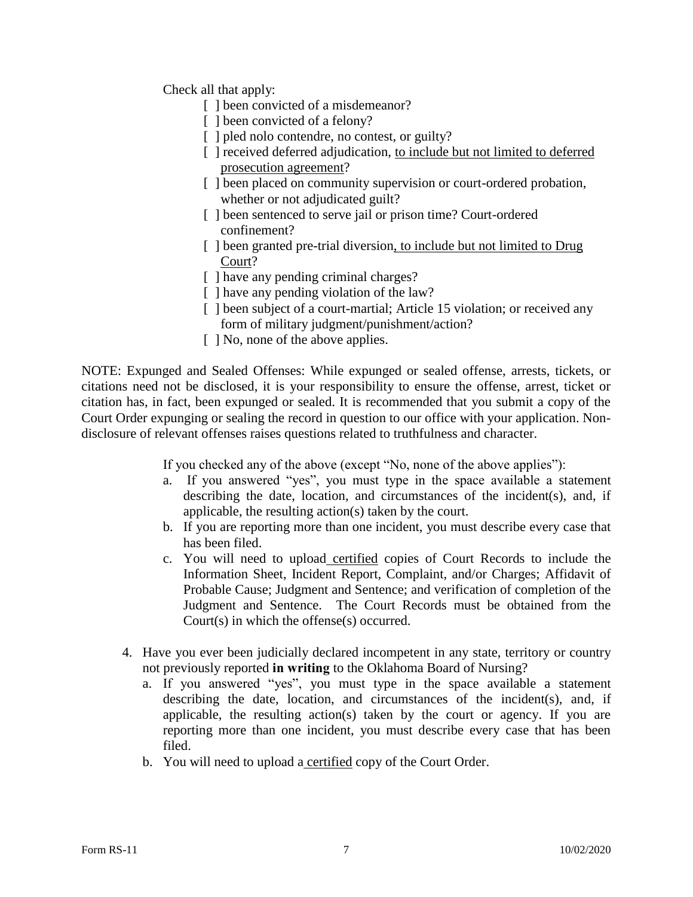Check all that apply:

- [ ] been convicted of a misdemeanor?
- [ ] been convicted of a felony?
- [ ] pled nolo contendre, no contest, or guilty?
- [ ] received deferred adjudication, <u>to include but not limited to deferred prosecution agreement</u>?
- [ ] been placed on community supervision or court-ordered probation, whether or not adjudicated guilt?
- [ ] been sentenced to serve jail or prison time? Court-ordered confinement?
- [ ] been granted pre-trial diversion<u>, to include but not limited to Drug Court</u>?
- [ ] have any pending criminal charges?
- [ ] have any pending violation of the law?
- [ ] been subject of a court-martial; Article 15 violation; or received any form of military judgment/punishment/action?
- [ ] No, none of the above applies.

NOTE: Expunged and Sealed Offenses: While expunged or sealed offense, arrests, tickets, or citations need not be disclosed, it is your responsibility to ensure the offense, arrest, ticket or citation has, in fact, been expunged or sealed. It is recommended that you submit a copy of the Court Order expunging or sealing the record in question to our office with your application. Non-disclosure of relevant offenses raises questions related to truthfulness and character.

If you checked any of the above (except "No, none of the above applies"):

a. If you answered "yes", you must type in the space available a statement describing the date, location, and circumstances of the incident(s), and, if applicable, the resulting action(s) taken by the court.
b. If you are reporting more than one incident, you must describe every case that has been filed.
c. You will need to upload <u>certified</u> copies of Court Records to include the Information Sheet, Incident Report, Complaint, and/or Charges; Affidavit of Probable Cause; Judgment and Sentence; and verification of completion of the Judgment and Sentence. The Court Records must be obtained from the Court(s) in which the offense(s) occurred.

4. Have you ever been judicially declared incompetent in any state, territory or country not previously reported **in writing** to the Oklahoma Board of Nursing?
   a. If you answered "yes", you must type in the space available a statement describing the date, location, and circumstances of the incident(s), and, if applicable, the resulting action(s) taken by the court or agency. If you are reporting more than one incident, you must describe every case that has been filed.
   b. You will need to upload a <u>certified</u> copy of the Court Order.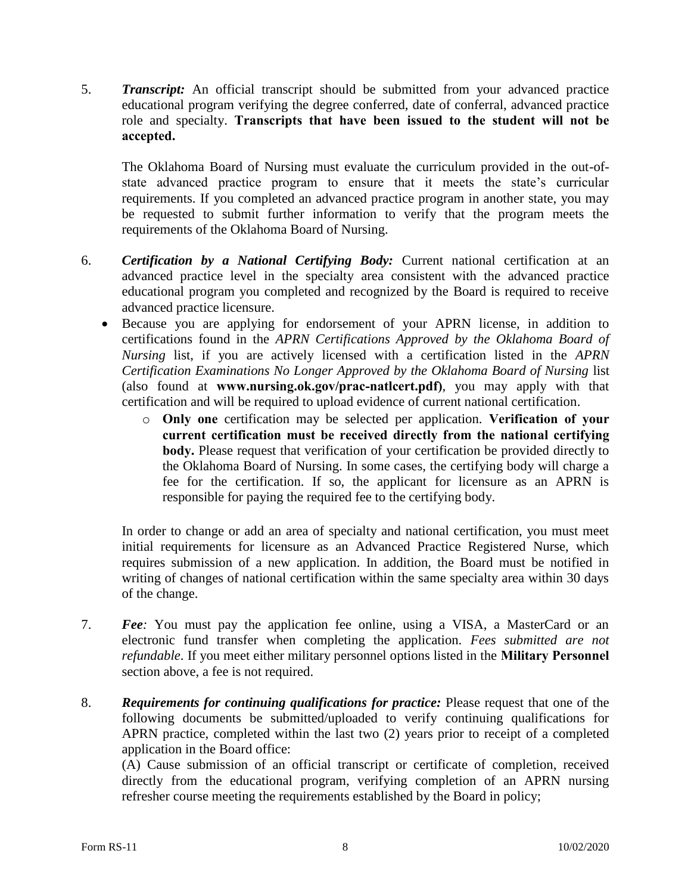5. ***Transcript:*** An official transcript should be submitted from your advanced practice educational program verifying the degree conferred, date of conferral, advanced practice role and specialty. **Transcripts that have been issued to the student will not be accepted.**

   The Oklahoma Board of Nursing must evaluate the curriculum provided in the out-of-state advanced practice program to ensure that it meets the state's curricular requirements. If you completed an advanced practice program in another state, you may be requested to submit further information to verify that the program meets the requirements of the Oklahoma Board of Nursing.

6. ***Certification by a National Certifying Body:*** Current national certification at an advanced practice level in the specialty area consistent with the advanced practice educational program you completed and recognized by the Board is required to receive advanced practice licensure.
   - Because you are applying for endorsement of your APRN license, in addition to certifications found in the *APRN Certifications Approved by the Oklahoma Board of Nursing* list, if you are actively licensed with a certification listed in the *APRN Certification Examinations No Longer Approved by the Oklahoma Board of Nursing* list (also found at **www.nursing.ok.gov/prac-natlcert.pdf)**, you may apply with that certification and will be required to upload evidence of current national certification.
     - **Only one** certification may be selected per application. **Verification of your current certification must be received directly from the national certifying body.** Please request that verification of your certification be provided directly to the Oklahoma Board of Nursing. In some cases, the certifying body will charge a fee for the certification. If so, the applicant for licensure as an APRN is responsible for paying the required fee to the certifying body.

   In order to change or add an area of specialty and national certification, you must meet initial requirements for licensure as an Advanced Practice Registered Nurse, which requires submission of a new application. In addition, the Board must be notified in writing of changes of national certification within the same specialty area within 30 days of the change.

7. ***Fee:*** You must pay the application fee online, using a VISA, a MasterCard or an electronic fund transfer when completing the application. *Fees submitted are not refundable*. If you meet either military personnel options listed in the **Military Personnel** section above, a fee is not required.

8. ***Requirements for continuing qualifications for practice:*** Please request that one of the following documents be submitted/uploaded to verify continuing qualifications for APRN practice, completed within the last two (2) years prior to receipt of a completed application in the Board office:

   (A) Cause submission of an official transcript or certificate of completion, received directly from the educational program, verifying completion of an APRN nursing refresher course meeting the requirements established by the Board in policy;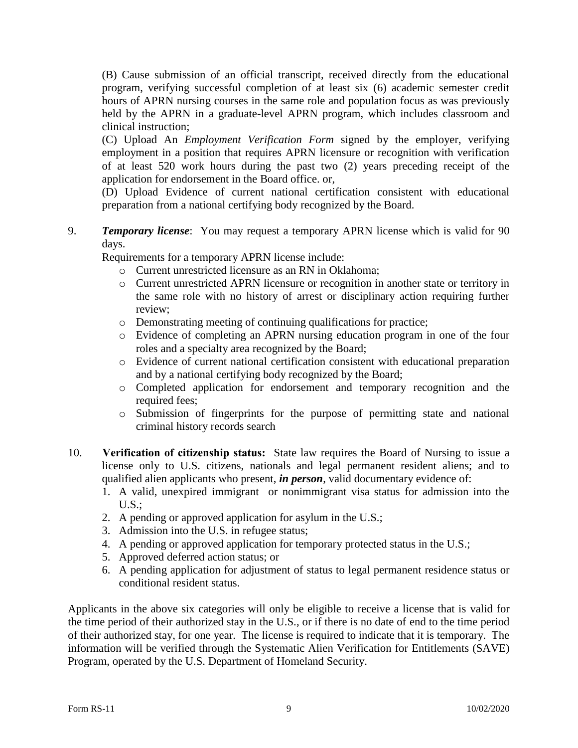(B) Cause submission of an official transcript, received directly from the educational program, verifying successful completion of at least six (6) academic semester credit hours of APRN nursing courses in the same role and population focus as was previously held by the APRN in a graduate-level APRN program, which includes classroom and clinical instruction;

(C) Upload An *Employment Verification Form* signed by the employer, verifying employment in a position that requires APRN licensure or recognition with verification of at least 520 work hours during the past two (2) years preceding receipt of the application for endorsement in the Board office. or,

(D) Upload Evidence of current national certification consistent with educational preparation from a national certifying body recognized by the Board.

9. ***Temporary license***: You may request a temporary APRN license which is valid for 90 days.

   Requirements for a temporary APRN license include:

   - Current unrestricted licensure as an RN in Oklahoma;
   - Current unrestricted APRN licensure or recognition in another state or territory in the same role with no history of arrest or disciplinary action requiring further review;
   - Demonstrating meeting of continuing qualifications for practice;
   - Evidence of completing an APRN nursing education program in one of the four roles and a specialty area recognized by the Board;
   - Evidence of current national certification consistent with educational preparation and by a national certifying body recognized by the Board;
   - Completed application for endorsement and temporary recognition and the required fees;
   - Submission of fingerprints for the purpose of permitting state and national criminal history records search

10. **Verification of citizenship status:** State law requires the Board of Nursing to issue a license only to U.S. citizens, nationals and legal permanent resident aliens; and to qualified alien applicants who present, ***in person***, valid documentary evidence of:

    1. A valid, unexpired immigrant or nonimmigrant visa status for admission into the U.S.;
    2. A pending or approved application for asylum in the U.S.;
    3. Admission into the U.S. in refugee status;
    4. A pending or approved application for temporary protected status in the U.S.;
    5. Approved deferred action status; or
    6. A pending application for adjustment of status to legal permanent residence status or conditional resident status.

Applicants in the above six categories will only be eligible to receive a license that is valid for the time period of their authorized stay in the U.S., or if there is no date of end to the time period of their authorized stay, for one year. The license is required to indicate that it is temporary. The information will be verified through the Systematic Alien Verification for Entitlements (SAVE) Program, operated by the U.S. Department of Homeland Security.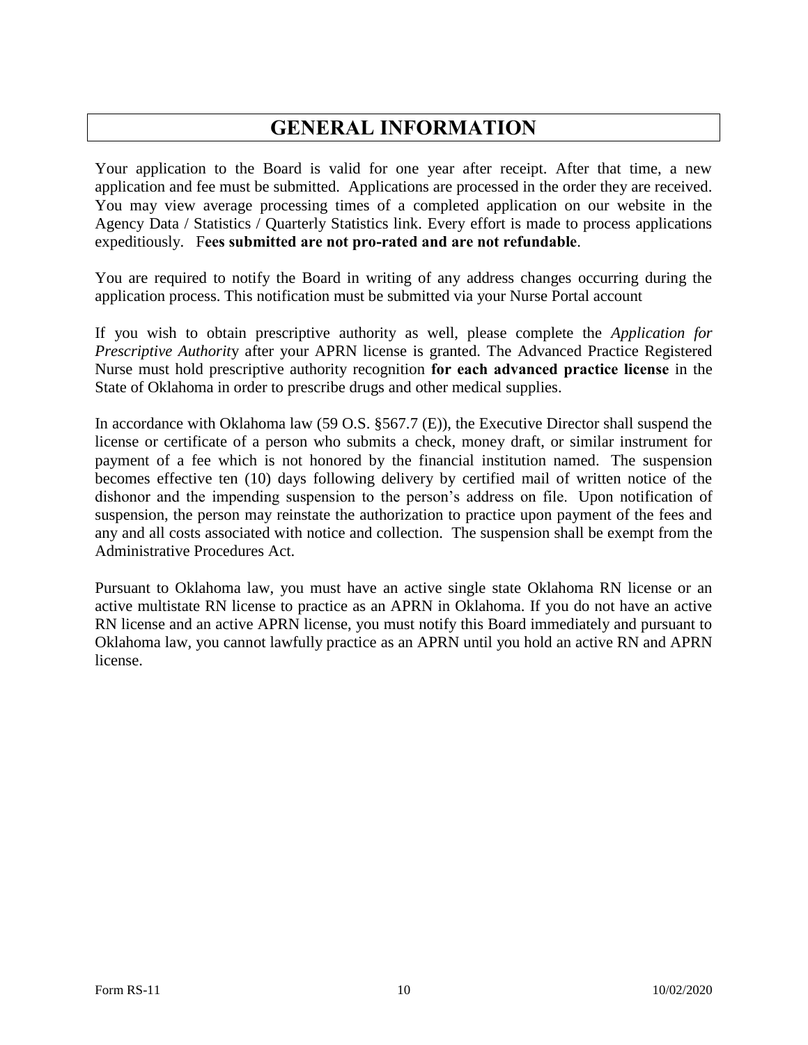# GENERAL INFORMATION

Your application to the Board is valid for one year after receipt. After that time, a new application and fee must be submitted. Applications are processed in the order they are received. You may view average processing times of a completed application on our website in the Agency Data / Statistics / Quarterly Statistics link. Every effort is made to process applications expeditiously. F**ees submitted are not pro-rated and are not refundable**.

You are required to notify the Board in writing of any address changes occurring during the application process. This notification must be submitted via your Nurse Portal account

If you wish to obtain prescriptive authority as well, please complete the *Application for Prescriptive Authority* after your APRN license is granted. The Advanced Practice Registered Nurse must hold prescriptive authority recognition **for each advanced practice license** in the State of Oklahoma in order to prescribe drugs and other medical supplies.

In accordance with Oklahoma law (59 O.S. §567.7 (E)), the Executive Director shall suspend the license or certificate of a person who submits a check, money draft, or similar instrument for payment of a fee which is not honored by the financial institution named. The suspension becomes effective ten (10) days following delivery by certified mail of written notice of the dishonor and the impending suspension to the person's address on file. Upon notification of suspension, the person may reinstate the authorization to practice upon payment of the fees and any and all costs associated with notice and collection. The suspension shall be exempt from the Administrative Procedures Act.

Pursuant to Oklahoma law, you must have an active single state Oklahoma RN license or an active multistate RN license to practice as an APRN in Oklahoma. If you do not have an active RN license and an active APRN license, you must notify this Board immediately and pursuant to Oklahoma law, you cannot lawfully practice as an APRN until you hold an active RN and APRN license.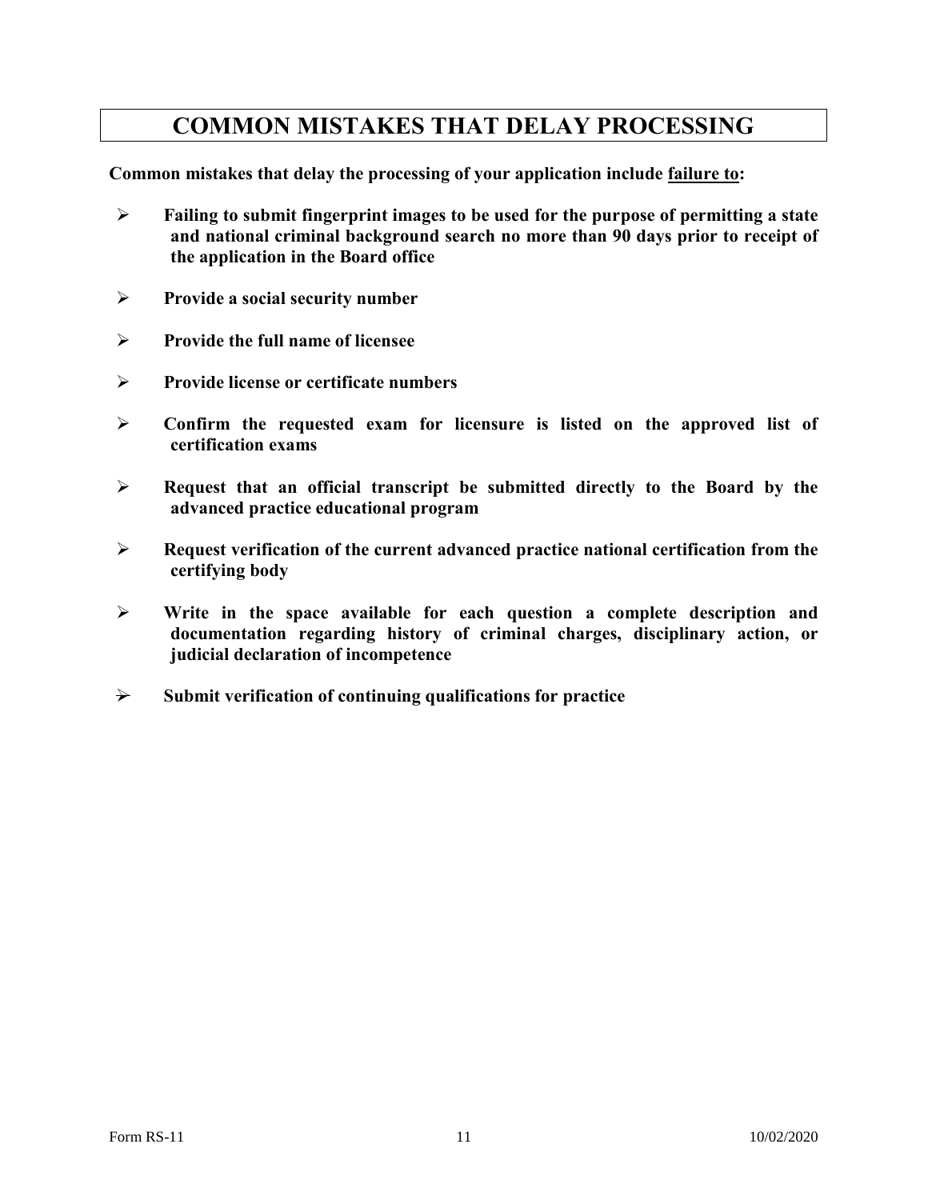# COMMON MISTAKES THAT DELAY PROCESSING

**Common mistakes that delay the processing of your application include failure to:**

- **Failing to submit fingerprint images to be used for the purpose of permitting a state and national criminal background search no more than 90 days prior to receipt of the application in the Board office**
- **Provide a social security number**
- **Provide the full name of licensee**
- **Provide license or certificate numbers**
- **Confirm the requested exam for licensure is listed on the approved list of certification exams**
- **Request that an official transcript be submitted directly to the Board by the advanced practice educational program**
- **Request verification of the current advanced practice national certification from the certifying body**
- **Write in the space available for each question a complete description and documentation regarding history of criminal charges, disciplinary action, or judicial declaration of incompetence**
- **Submit verification of continuing qualifications for practice**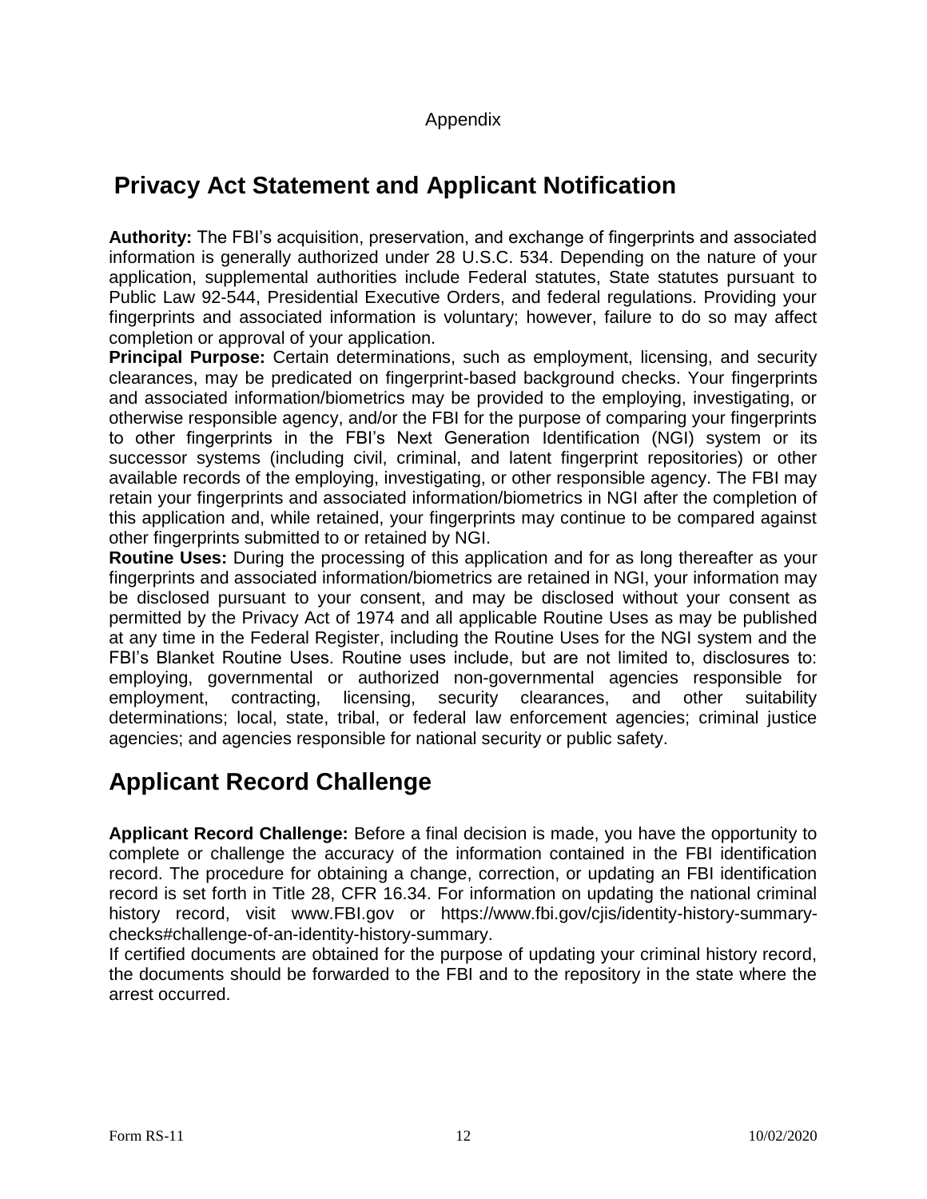Appendix

## Privacy Act Statement and Applicant Notification

**Authority:** The FBI's acquisition, preservation, and exchange of fingerprints and associated information is generally authorized under 28 U.S.C. 534. Depending on the nature of your application, supplemental authorities include Federal statutes, State statutes pursuant to Public Law 92-544, Presidential Executive Orders, and federal regulations. Providing your fingerprints and associated information is voluntary; however, failure to do so may affect completion or approval of your application.

**Principal Purpose:** Certain determinations, such as employment, licensing, and security clearances, may be predicated on fingerprint-based background checks. Your fingerprints and associated information/biometrics may be provided to the employing, investigating, or otherwise responsible agency, and/or the FBI for the purpose of comparing your fingerprints to other fingerprints in the FBI's Next Generation Identification (NGI) system or its successor systems (including civil, criminal, and latent fingerprint repositories) or other available records of the employing, investigating, or other responsible agency. The FBI may retain your fingerprints and associated information/biometrics in NGI after the completion of this application and, while retained, your fingerprints may continue to be compared against other fingerprints submitted to or retained by NGI.

**Routine Uses:** During the processing of this application and for as long thereafter as your fingerprints and associated information/biometrics are retained in NGI, your information may be disclosed pursuant to your consent, and may be disclosed without your consent as permitted by the Privacy Act of 1974 and all applicable Routine Uses as may be published at any time in the Federal Register, including the Routine Uses for the NGI system and the FBI's Blanket Routine Uses. Routine uses include, but are not limited to, disclosures to: employing, governmental or authorized non-governmental agencies responsible for employment, contracting, licensing, security clearances, and other suitability determinations; local, state, tribal, or federal law enforcement agencies; criminal justice agencies; and agencies responsible for national security or public safety.

## Applicant Record Challenge

**Applicant Record Challenge:** Before a final decision is made, you have the opportunity to complete or challenge the accuracy of the information contained in the FBI identification record. The procedure for obtaining a change, correction, or updating an FBI identification record is set forth in Title 28, CFR 16.34. For information on updating the national criminal history record, visit www.FBI.gov or https://www.fbi.gov/cjis/identity-history-summary-checks#challenge-of-an-identity-history-summary.

If certified documents are obtained for the purpose of updating your criminal history record, the documents should be forwarded to the FBI and to the repository in the state where the arrest occurred.